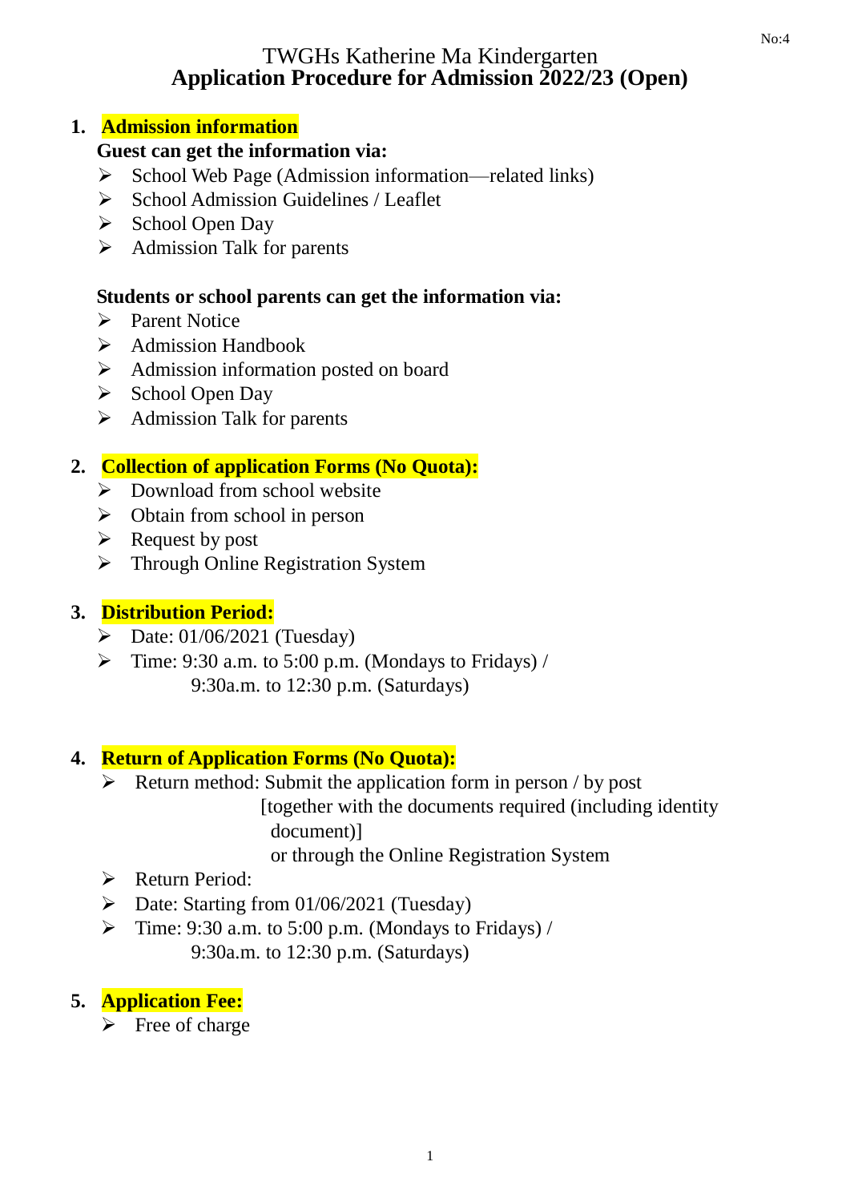No:4

# TWGHs Katherine Ma Kindergarten
## Application Procedure for Admission 2022/23 (Open)

### 1. Admission information

**Guest can get the information via:**

- School Web Page (Admission information—related links)
- School Admission Guidelines / Leaflet
- School Open Day
- Admission Talk for parents

**Students or school parents can get the information via:**

- Parent Notice
- Admission Handbook
- Admission information posted on board
- School Open Day
- Admission Talk for parents

### 2. Collection of application Forms (No Quota):

- Download from school website
- Obtain from school in person
- Request by post
- Through Online Registration System

### 3. Distribution Period:

- Date: 01/06/2021 (Tuesday)
- Time: 9:30 a.m. to 5:00 p.m. (Mondays to Fridays) /
  9:30a.m. to 12:30 p.m. (Saturdays)

### 4. Return of Application Forms (No Quota):

- Return method: Submit the application form in person / by post
  [together with the documents required (including identity document)]
  or through the Online Registration System
- Return Period:
- Date: Starting from 01/06/2021 (Tuesday)
- Time: 9:30 a.m. to 5:00 p.m. (Mondays to Fridays) /
  9:30a.m. to 12:30 p.m. (Saturdays)

### 5. Application Fee:

- Free of charge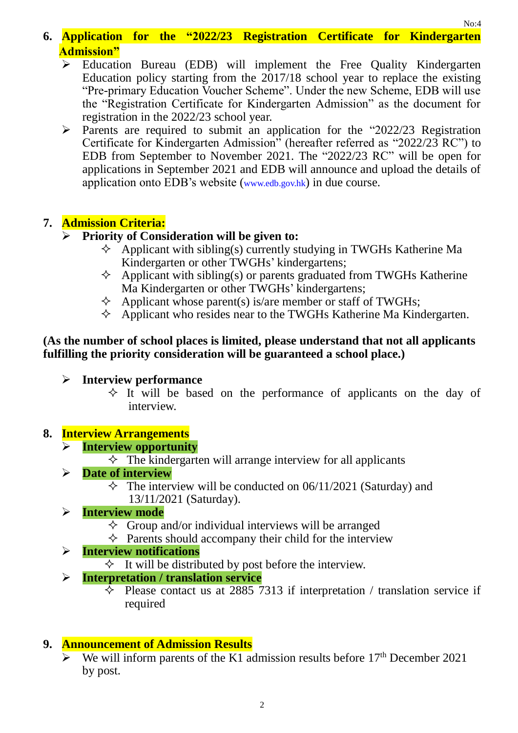## 6. Application for the "2022/23 Registration Certificate for Kindergarten Admission"

- Education Bureau (EDB) will implement the Free Quality Kindergarten Education policy starting from the 2017/18 school year to replace the existing "Pre-primary Education Voucher Scheme". Under the new Scheme, EDB will use the "Registration Certificate for Kindergarten Admission" as the document for registration in the 2022/23 school year.
- Parents are required to submit an application for the "2022/23 Registration Certificate for Kindergarten Admission" (hereafter referred as "2022/23 RC") to EDB from September to November 2021. The "2022/23 RC" will be open for applications in September 2021 and EDB will announce and upload the details of application onto EDB's website (www.edb.gov.hk) in due course.

## 7. Admission Criteria:

- **Priority of Consideration will be given to:**
  - Applicant with sibling(s) currently studying in TWGHs Katherine Ma Kindergarten or other TWGHs' kindergartens;
  - Applicant with sibling(s) or parents graduated from TWGHs Katherine Ma Kindergarten or other TWGHs' kindergartens;
  - Applicant whose parent(s) is/are member or staff of TWGHs;
  - Applicant who resides near to the TWGHs Katherine Ma Kindergarten.

**(As the number of school places is limited, please understand that not all applicants fulfilling the priority consideration will be guaranteed a school place.)**

- **Interview performance**
  - It will be based on the performance of applicants on the day of interview.

## 8. Interview Arrangements

- **Interview opportunity**
  - The kindergarten will arrange interview for all applicants
- **Date of interview**
  - The interview will be conducted on 06/11/2021 (Saturday) and 13/11/2021 (Saturday).
- **Interview mode**
  - Group and/or individual interviews will be arranged
  - Parents should accompany their child for the interview
- **Interview notifications**
  - It will be distributed by post before the interview.
- **Interpretation / translation service**
  - Please contact us at 2885 7313 if interpretation / translation service if required

## 9. Announcement of Admission Results

- We will inform parents of the K1 admission results before 17th December 2021 by post.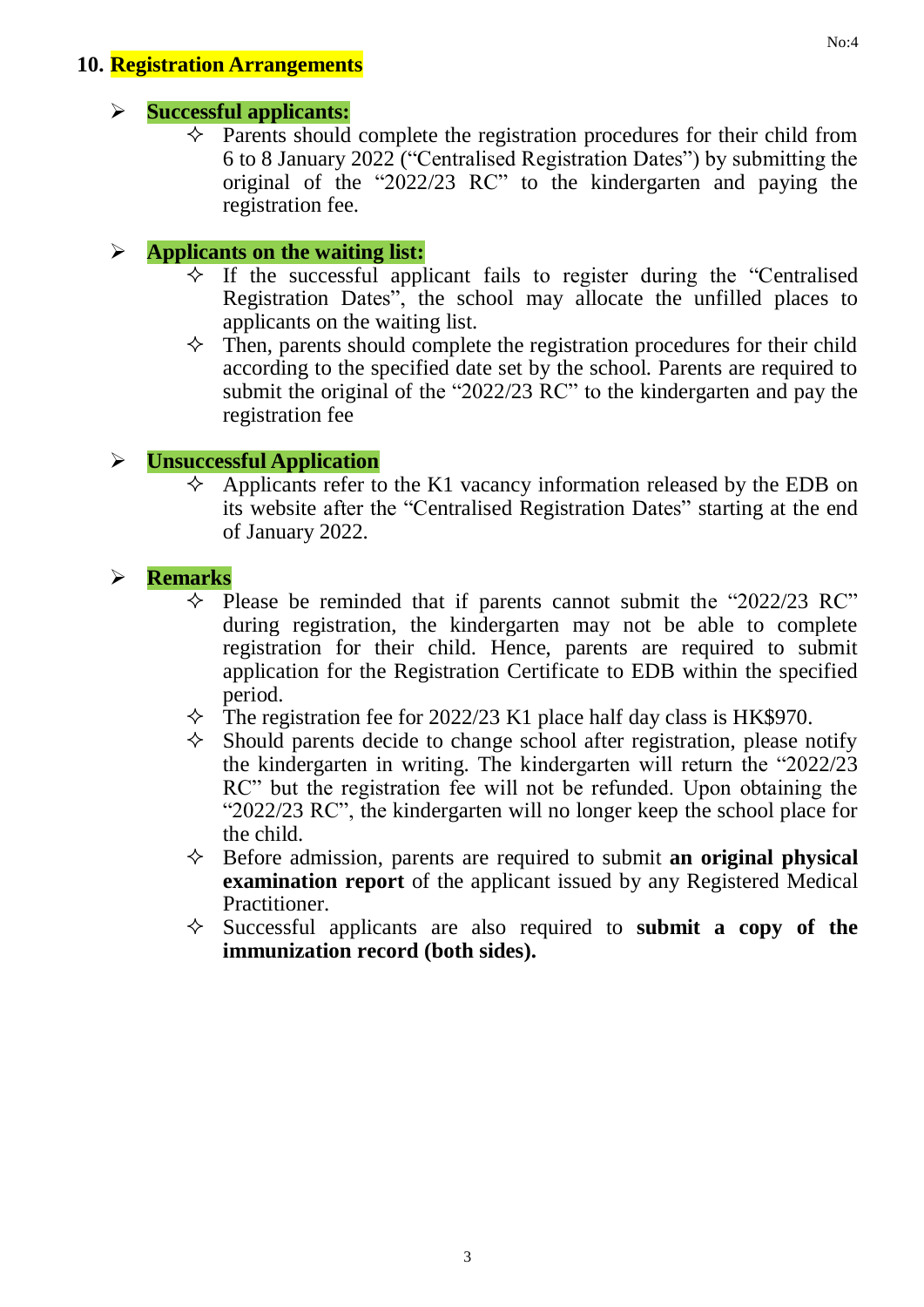## 10. Registration Arrangements

- **Successful applicants:**
  - Parents should complete the registration procedures for their child from 6 to 8 January 2022 ("Centralised Registration Dates") by submitting the original of the "2022/23 RC" to the kindergarten and paying the registration fee.

- **Applicants on the waiting list:**
  - If the successful applicant fails to register during the "Centralised Registration Dates", the school may allocate the unfilled places to applicants on the waiting list.
  - Then, parents should complete the registration procedures for their child according to the specified date set by the school. Parents are required to submit the original of the "2022/23 RC" to the kindergarten and pay the registration fee

- **Unsuccessful Application**
  - Applicants refer to the K1 vacancy information released by the EDB on its website after the "Centralised Registration Dates" starting at the end of January 2022.

- **Remarks**
  - Please be reminded that if parents cannot submit the "2022/23 RC" during registration, the kindergarten may not be able to complete registration for their child. Hence, parents are required to submit application for the Registration Certificate to EDB within the specified period.
  - The registration fee for 2022/23 K1 place half day class is HK$970.
  - Should parents decide to change school after registration, please notify the kindergarten in writing. The kindergarten will return the "2022/23 RC" but the registration fee will not be refunded. Upon obtaining the "2022/23 RC", the kindergarten will no longer keep the school place for the child.
  - Before admission, parents are required to submit **an original physical examination report** of the applicant issued by any Registered Medical Practitioner.
  - Successful applicants are also required to **submit a copy of the immunization record (both sides).**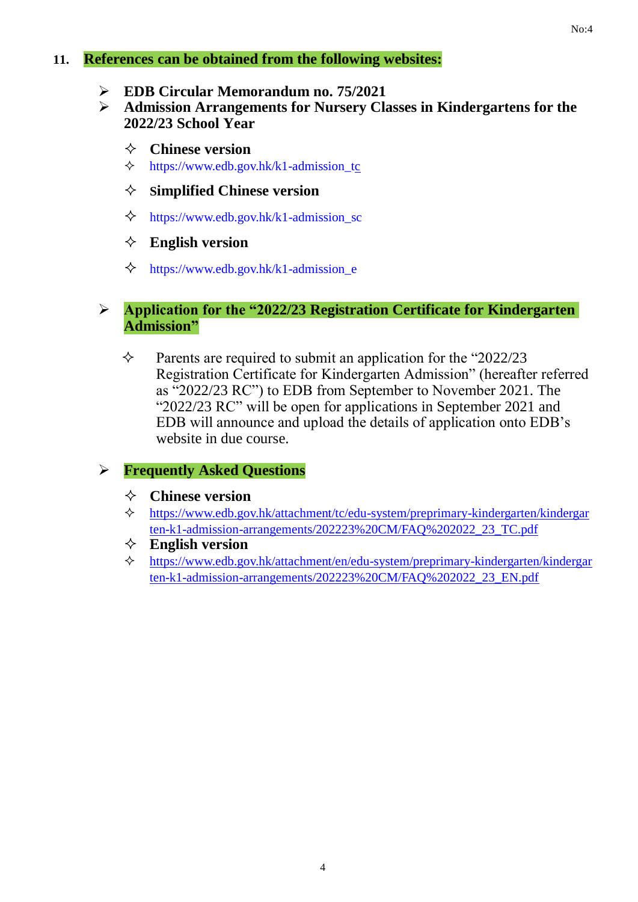## 11. References can be obtained from the following websites:

- **EDB Circular Memorandum no. 75/2021**
- **Admission Arrangements for Nursery Classes in Kindergartens for the 2022/23 School Year**

  - **Chinese version**
  - https://www.edb.gov.hk/k1-admission_tc
  - **Simplified Chinese version**
  - https://www.edb.gov.hk/k1-admission_sc
  - **English version**
  - https://www.edb.gov.hk/k1-admission_e

- **Application for the "2022/23 Registration Certificate for Kindergarten Admission"**

  - Parents are required to submit an application for the "2022/23 Registration Certificate for Kindergarten Admission" (hereafter referred as "2022/23 RC") to EDB from September to November 2021. The "2022/23 RC" will be open for applications in September 2021 and EDB will announce and upload the details of application onto EDB's website in due course.

- **Frequently Asked Questions**

  - **Chinese version**
  - https://www.edb.gov.hk/attachment/tc/edu-system/preprimary-kindergarten/kindergarten-k1-admission-arrangements/202223%20CM/FAQ%202022_23_TC.pdf
  - **English version**
  - https://www.edb.gov.hk/attachment/en/edu-system/preprimary-kindergarten/kindergarten-k1-admission-arrangements/202223%20CM/FAQ%202022_23_EN.pdf